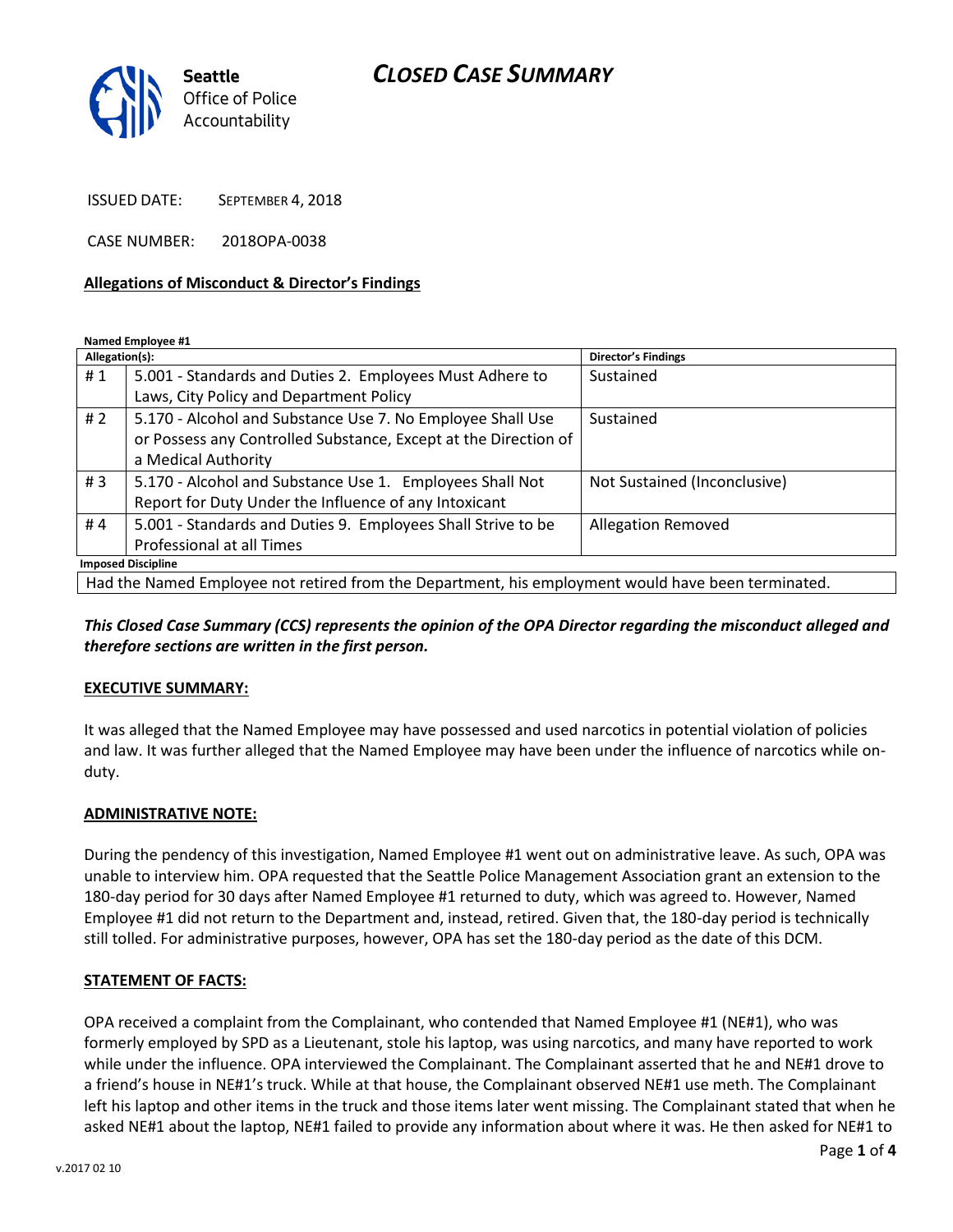# CLOSED CASE SUMMARY

Seattle Office of Police Accountability

ISSUED DATE: SEPTEMBER 4, 2018

CASE NUMBER: 2018OPA-0038

**Allegations of Misconduct & Director's Findings**

**Named Employee #1**

| Allegation(s): | | Director's Findings |
|---|---|---|
| # 1 | 5.001 - Standards and Duties 2. Employees Must Adhere to Laws, City Policy and Department Policy | Sustained |
| # 2 | 5.170 - Alcohol and Substance Use 7. No Employee Shall Use or Possess any Controlled Substance, Except at the Direction of a Medical Authority | Sustained |
| # 3 | 5.170 - Alcohol and Substance Use 1. Employees Shall Not Report for Duty Under the Influence of any Intoxicant | Not Sustained (Inconclusive) |
| # 4 | 5.001 - Standards and Duties 9. Employees Shall Strive to be Professional at all Times | Allegation Removed |

**Imposed Discipline**

Had the Named Employee not retired from the Department, his employment would have been terminated.

***This Closed Case Summary (CCS) represents the opinion of the OPA Director regarding the misconduct alleged and therefore sections are written in the first person.***

**EXECUTIVE SUMMARY:**

It was alleged that the Named Employee may have possessed and used narcotics in potential violation of policies and law. It was further alleged that the Named Employee may have been under the influence of narcotics while on-duty.

**ADMINISTRATIVE NOTE:**

During the pendency of this investigation, Named Employee #1 went out on administrative leave. As such, OPA was unable to interview him. OPA requested that the Seattle Police Management Association grant an extension to the 180-day period for 30 days after Named Employee #1 returned to duty, which was agreed to. However, Named Employee #1 did not return to the Department and, instead, retired. Given that, the 180-day period is technically still tolled. For administrative purposes, however, OPA has set the 180-day period as the date of this DCM.

**STATEMENT OF FACTS:**

OPA received a complaint from the Complainant, who contended that Named Employee #1 (NE#1), who was formerly employed by SPD as a Lieutenant, stole his laptop, was using narcotics, and many have reported to work while under the influence. OPA interviewed the Complainant. The Complainant asserted that he and NE#1 drove to a friend's house in NE#1's truck. While at that house, the Complainant observed NE#1 use meth. The Complainant left his laptop and other items in the truck and those items later went missing. The Complainant stated that when he asked NE#1 about the laptop, NE#1 failed to provide any information about where it was. He then asked for NE#1 to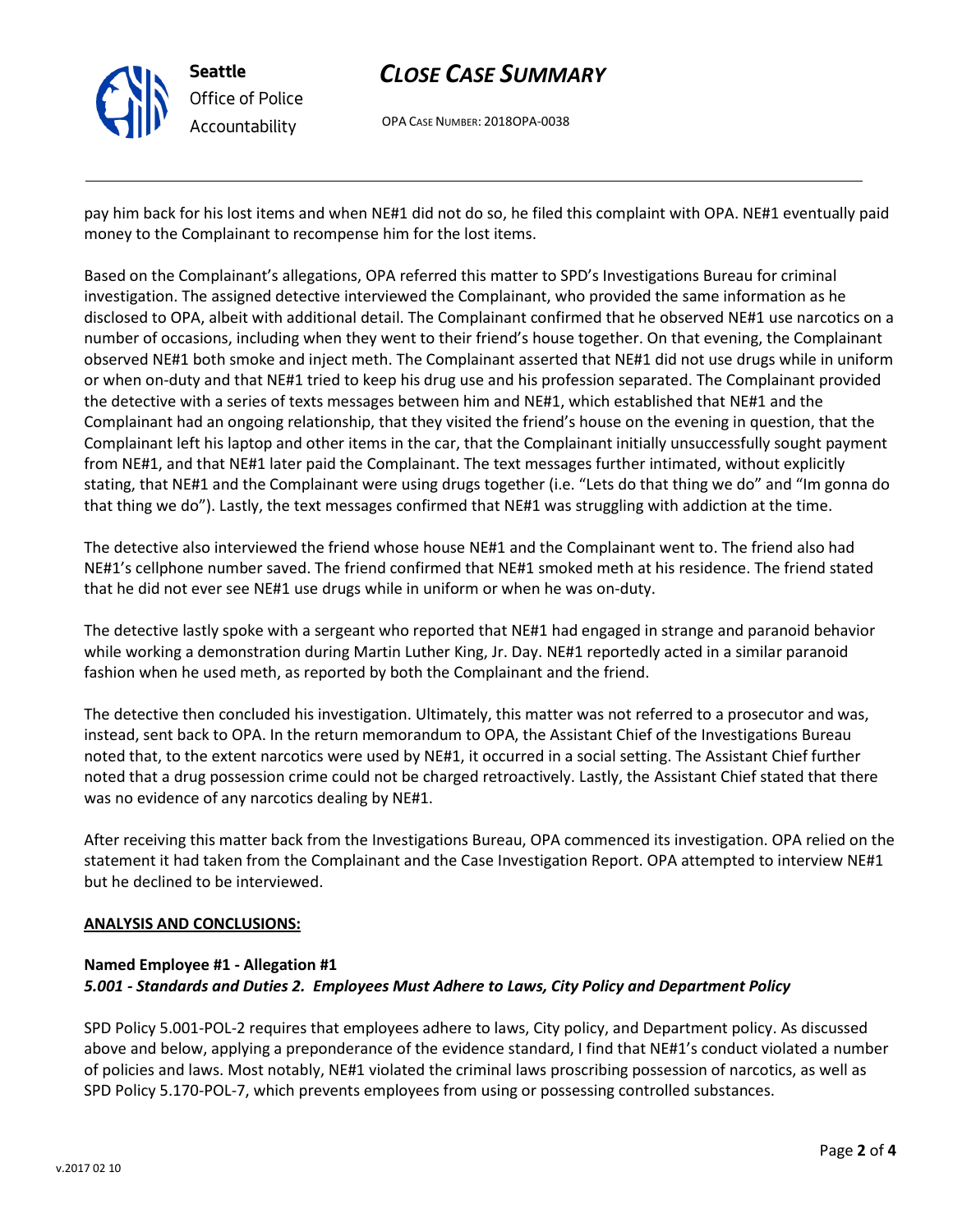pay him back for his lost items and when NE#1 did not do so, he filed this complaint with OPA. NE#1 eventually paid money to the Complainant to recompense him for the lost items.

Based on the Complainant's allegations, OPA referred this matter to SPD's Investigations Bureau for criminal investigation. The assigned detective interviewed the Complainant, who provided the same information as he disclosed to OPA, albeit with additional detail. The Complainant confirmed that he observed NE#1 use narcotics on a number of occasions, including when they went to their friend's house together. On that evening, the Complainant observed NE#1 both smoke and inject meth. The Complainant asserted that NE#1 did not use drugs while in uniform or when on-duty and that NE#1 tried to keep his drug use and his profession separated. The Complainant provided the detective with a series of texts messages between him and NE#1, which established that NE#1 and the Complainant had an ongoing relationship, that they visited the friend's house on the evening in question, that the Complainant left his laptop and other items in the car, that the Complainant initially unsuccessfully sought payment from NE#1, and that NE#1 later paid the Complainant. The text messages further intimated, without explicitly stating, that NE#1 and the Complainant were using drugs together (i.e. "Lets do that thing we do" and "Im gonna do that thing we do"). Lastly, the text messages confirmed that NE#1 was struggling with addiction at the time.

The detective also interviewed the friend whose house NE#1 and the Complainant went to. The friend also had NE#1's cellphone number saved. The friend confirmed that NE#1 smoked meth at his residence. The friend stated that he did not ever see NE#1 use drugs while in uniform or when he was on-duty.

The detective lastly spoke with a sergeant who reported that NE#1 had engaged in strange and paranoid behavior while working a demonstration during Martin Luther King, Jr. Day. NE#1 reportedly acted in a similar paranoid fashion when he used meth, as reported by both the Complainant and the friend.

The detective then concluded his investigation. Ultimately, this matter was not referred to a prosecutor and was, instead, sent back to OPA. In the return memorandum to OPA, the Assistant Chief of the Investigations Bureau noted that, to the extent narcotics were used by NE#1, it occurred in a social setting. The Assistant Chief further noted that a drug possession crime could not be charged retroactively. Lastly, the Assistant Chief stated that there was no evidence of any narcotics dealing by NE#1.

After receiving this matter back from the Investigations Bureau, OPA commenced its investigation. OPA relied on the statement it had taken from the Complainant and the Case Investigation Report. OPA attempted to interview NE#1 but he declined to be interviewed.

## ANALYSIS AND CONCLUSIONS:

**Named Employee #1 - Allegation #1**
***5.001 - Standards and Duties 2. Employees Must Adhere to Laws, City Policy and Department Policy***

SPD Policy 5.001-POL-2 requires that employees adhere to laws, City policy, and Department policy. As discussed above and below, applying a preponderance of the evidence standard, I find that NE#1's conduct violated a number of policies and laws. Most notably, NE#1 violated the criminal laws proscribing possession of narcotics, as well as SPD Policy 5.170-POL-7, which prevents employees from using or possessing controlled substances.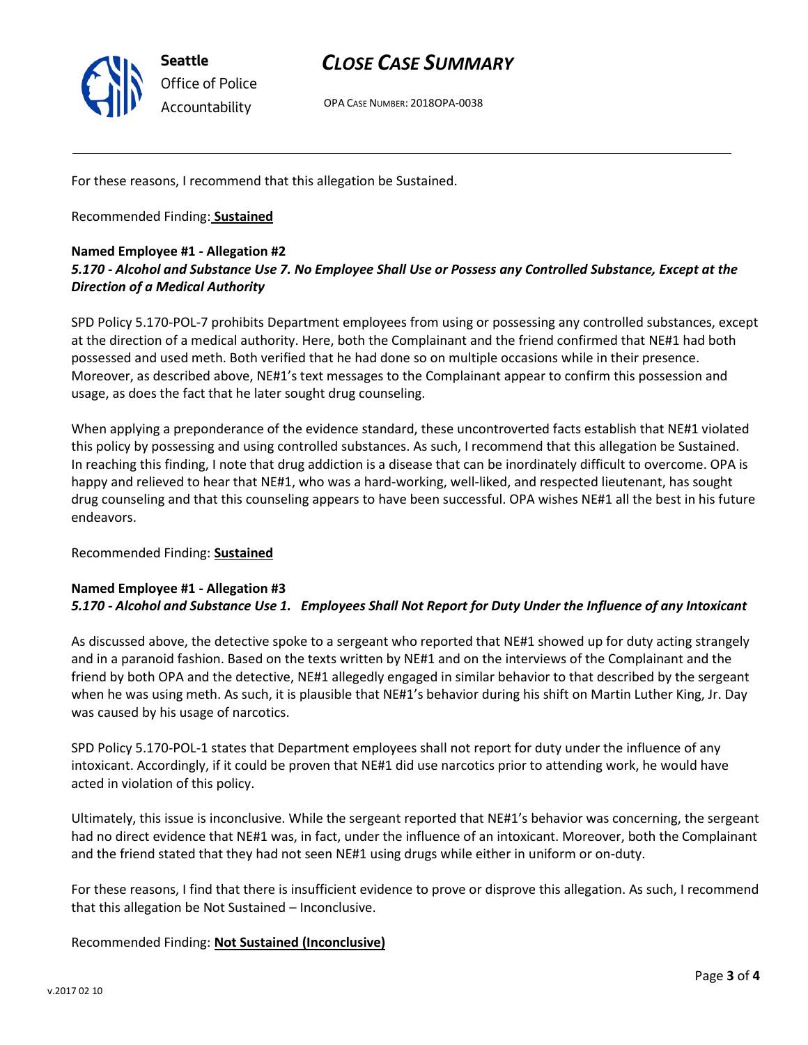For these reasons, I recommend that this allegation be Sustained.

Recommended Finding: **Sustained**

**Named Employee #1 - Allegation #2**
***5.170 - Alcohol and Substance Use 7. No Employee Shall Use or Possess any Controlled Substance, Except at the Direction of a Medical Authority***

SPD Policy 5.170-POL-7 prohibits Department employees from using or possessing any controlled substances, except at the direction of a medical authority. Here, both the Complainant and the friend confirmed that NE#1 had both possessed and used meth. Both verified that he had done so on multiple occasions while in their presence. Moreover, as described above, NE#1's text messages to the Complainant appear to confirm this possession and usage, as does the fact that he later sought drug counseling.

When applying a preponderance of the evidence standard, these uncontroverted facts establish that NE#1 violated this policy by possessing and using controlled substances. As such, I recommend that this allegation be Sustained. In reaching this finding, I note that drug addiction is a disease that can be inordinately difficult to overcome. OPA is happy and relieved to hear that NE#1, who was a hard-working, well-liked, and respected lieutenant, has sought drug counseling and that this counseling appears to have been successful. OPA wishes NE#1 all the best in his future endeavors.

Recommended Finding: **Sustained**

**Named Employee #1 - Allegation #3**
***5.170 - Alcohol and Substance Use 1. Employees Shall Not Report for Duty Under the Influence of any Intoxicant***

As discussed above, the detective spoke to a sergeant who reported that NE#1 showed up for duty acting strangely and in a paranoid fashion. Based on the texts written by NE#1 and on the interviews of the Complainant and the friend by both OPA and the detective, NE#1 allegedly engaged in similar behavior to that described by the sergeant when he was using meth. As such, it is plausible that NE#1's behavior during his shift on Martin Luther King, Jr. Day was caused by his usage of narcotics.

SPD Policy 5.170-POL-1 states that Department employees shall not report for duty under the influence of any intoxicant. Accordingly, if it could be proven that NE#1 did use narcotics prior to attending work, he would have acted in violation of this policy.

Ultimately, this issue is inconclusive. While the sergeant reported that NE#1's behavior was concerning, the sergeant had no direct evidence that NE#1 was, in fact, under the influence of an intoxicant. Moreover, both the Complainant and the friend stated that they had not seen NE#1 using drugs while either in uniform or on-duty.

For these reasons, I find that there is insufficient evidence to prove or disprove this allegation. As such, I recommend that this allegation be Not Sustained – Inconclusive.

Recommended Finding: **Not Sustained (Inconclusive)**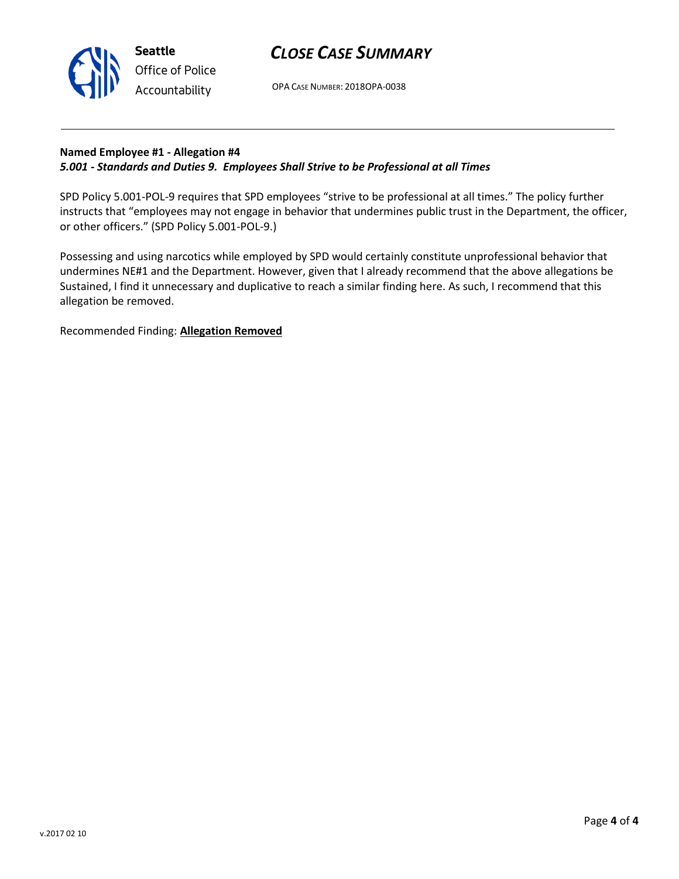**Named Employee #1 - Allegation #4**
***5.001 - Standards and Duties 9. Employees Shall Strive to be Professional at all Times***

SPD Policy 5.001-POL-9 requires that SPD employees "strive to be professional at all times." The policy further instructs that "employees may not engage in behavior that undermines public trust in the Department, the officer, or other officers." (SPD Policy 5.001-POL-9.)

Possessing and using narcotics while employed by SPD would certainly constitute unprofessional behavior that undermines NE#1 and the Department. However, given that I already recommend that the above allegations be Sustained, I find it unnecessary and duplicative to reach a similar finding here. As such, I recommend that this allegation be removed.

Recommended Finding: **Allegation Removed**